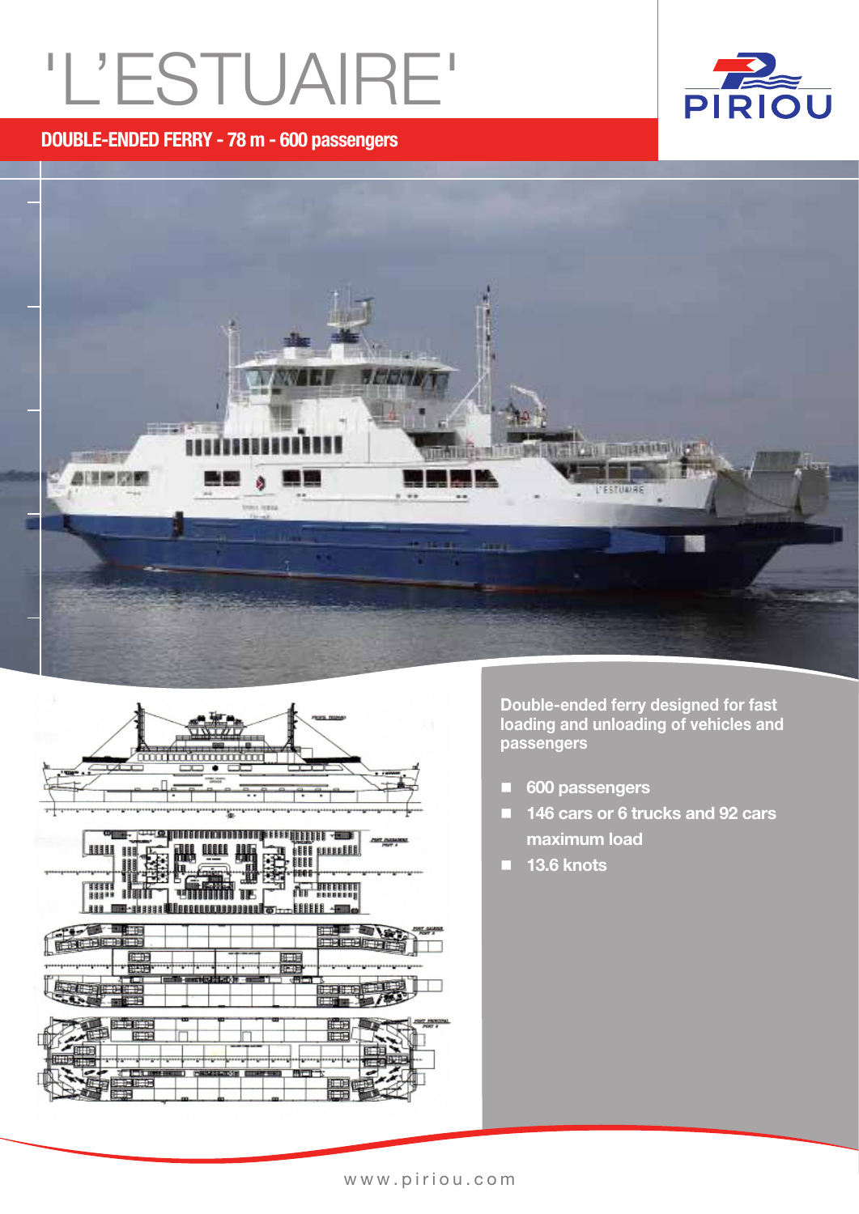# 'L'ESTUAIRE'

PIRIOU

**DOUBLE-ENDED FERRY - 78 m - 600 passengers**

Double-ended ferry designed for fast loading and unloading of vehicles and passengers

- 600 passengers
- 146 cars or 6 trucks and 92 cars maximum load
- 13.6 knots

www.piriou.com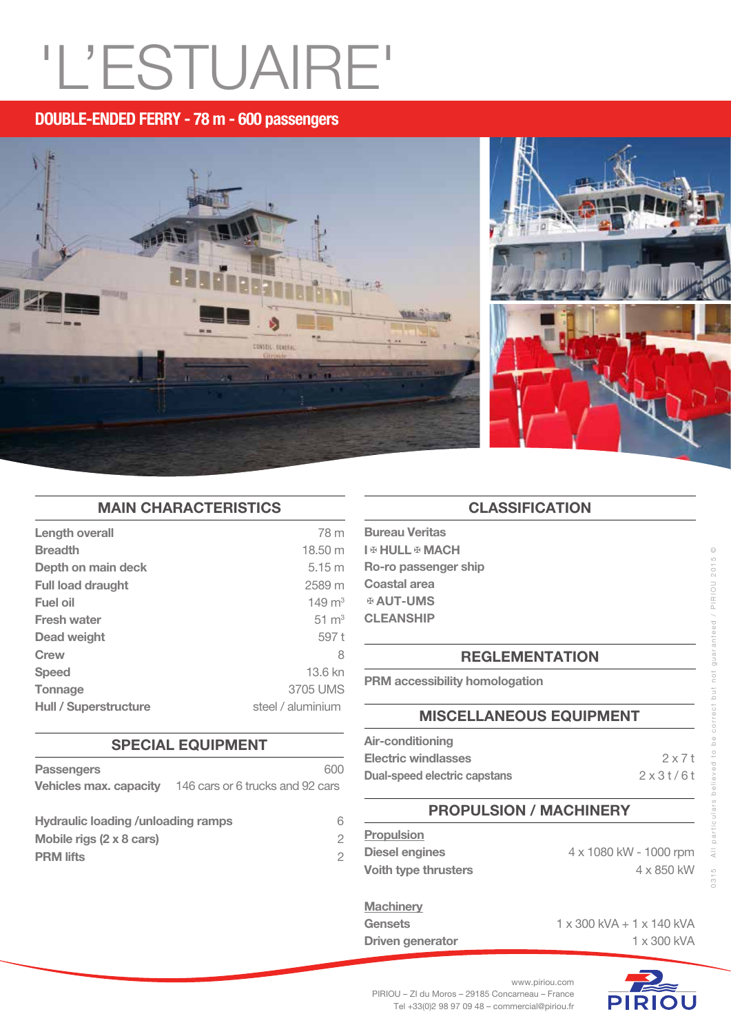# 'L'ESTUAIRE'

## DOUBLE-ENDED FERRY - 78 m - 600 passengers

### MAIN CHARACTERISTICS

| | |
|---|---|
| **Length overall** | 78 m |
| **Breadth** | 18.50 m |
| **Depth on main deck** | 5.15 m |
| **Full load draught** | 2589 m |
| **Fuel oil** | 149 m$^3$ |
| **Fresh water** | 51 m$^3$ |
| **Dead weight** | 597 t |
| **Crew** | 8 |
| **Speed** | 13.6 kn |
| **Tonnage** | 3705 UMS |
| **Hull / Superstructure** | steel / aluminium |

### SPECIAL EQUIPMENT

| | |
|---|---|
| **Passengers** | 600 |
| **Vehicles max. capacity** | 146 cars or 6 trucks and 92 cars |
| **Hydraulic loading /unloading ramps** | 6 |
| **Mobile rigs (2 x 8 cars)** | 2 |
| **PRM lifts** | 2 |

### CLASSIFICATION

**Bureau Veritas**
**I ✠ HULL ✠ MACH**
**Ro-ro passenger ship**
**Coastal area**
**✠ AUT-UMS**
**CLEANSHIP**

### REGLEMENTATION

**PRM accessibility homologation**

### MISCELLANEOUS EQUIPMENT

| | |
|---|---|
| **Air-conditioning** | |
| **Electric windlasses** | 2 x 7 t |
| **Dual-speed electric capstans** | 2 x 3 t / 6 t |

### PROPULSION / MACHINERY

**Propulsion**

| | |
|---|---|
| **Diesel engines** | 4 x 1080 kW - 1000 rpm |
| **Voith type thrusters** | 4 x 850 kW |

**Machinery**

| | |
|---|---|
| **Gensets** | 1 x 300 kVA + 1 x 140 kVA |
| **Driven generator** | 1 x 300 kVA |

0315 All particulars believed to be correct but not guaranteed / PIRIOU 2015 ©

www.piriou.com
PIRIOU – ZI du Moros – 29185 Concarneau – France
Tel +33(0)2 98 97 09 48 – commercial@piriou.fr

PIRIOU